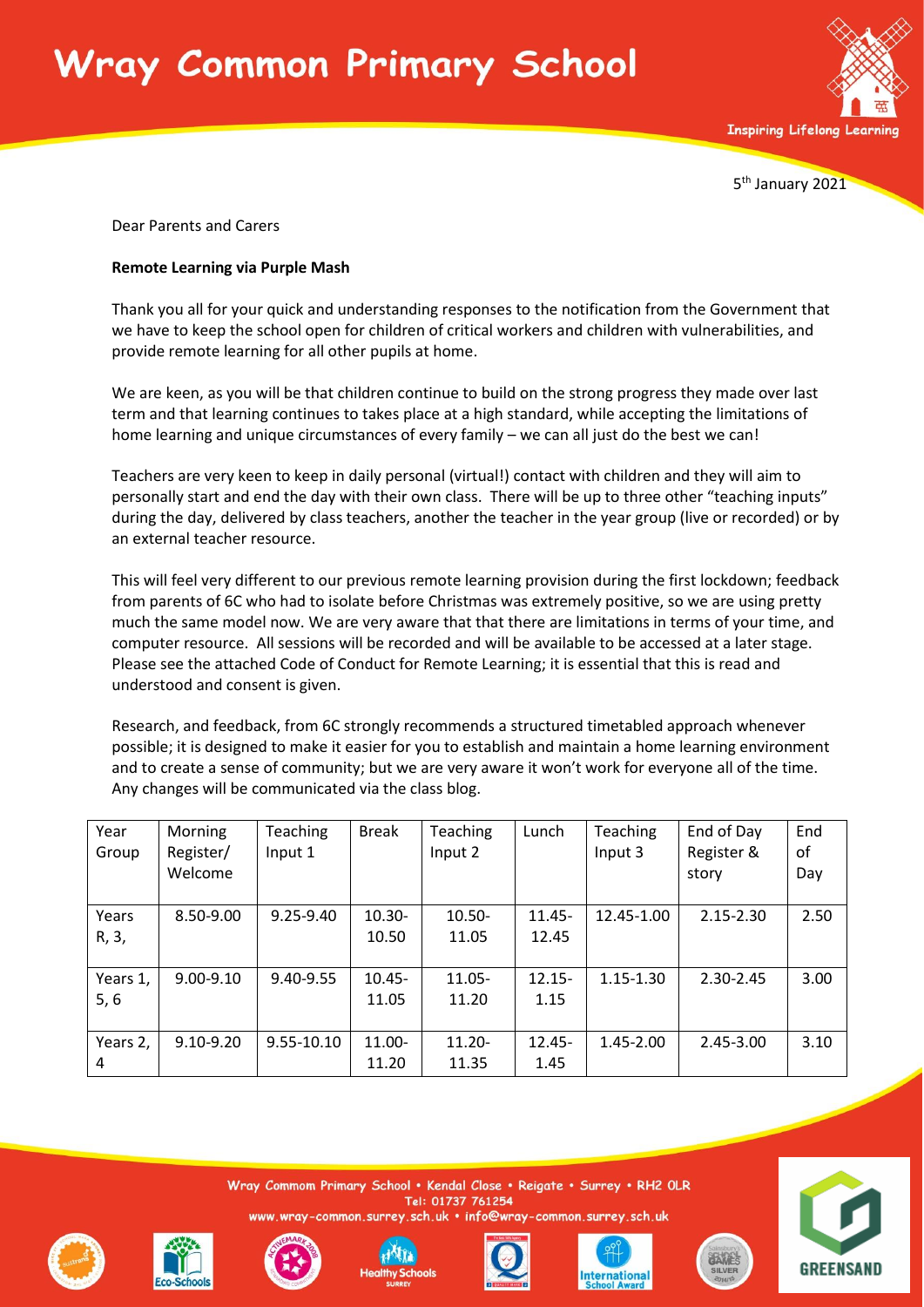# Wray Common Primary School

Inspiring Lifelong Learning

5th January 2021

Dear Parents and Carers

**Remote Learning via Purple Mash**

Thank you all for your quick and understanding responses to the notification from the Government that we have to keep the school open for children of critical workers and children with vulnerabilities, and provide remote learning for all other pupils at home.

We are keen, as you will be that children continue to build on the strong progress they made over last term and that learning continues to takes place at a high standard, while accepting the limitations of home learning and unique circumstances of every family – we can all just do the best we can!

Teachers are very keen to keep in daily personal (virtual!) contact with children and they will aim to personally start and end the day with their own class. There will be up to three other "teaching inputs" during the day, delivered by class teachers, another the teacher in the year group (live or recorded) or by an external teacher resource.

This will feel very different to our previous remote learning provision during the first lockdown; feedback from parents of 6C who had to isolate before Christmas was extremely positive, so we are using pretty much the same model now. We are very aware that that there are limitations in terms of your time, and computer resource. All sessions will be recorded and will be available to be accessed at a later stage. Please see the attached Code of Conduct for Remote Learning; it is essential that this is read and understood and consent is given.

Research, and feedback, from 6C strongly recommends a structured timetabled approach whenever possible; it is designed to make it easier for you to establish and maintain a home learning environment and to create a sense of community; but we are very aware it won't work for everyone all of the time. Any changes will be communicated via the class blog.

| Year Group | Morning Register/ Welcome | Teaching Input 1 | Break | Teaching Input 2 | Lunch | Teaching Input 3 | End of Day Register & story | End of Day |
|---|---|---|---|---|---|---|---|---|
| Years R, 3, | 8.50-9.00 | 9.25-9.40 | 10.30-10.50 | 10.50-11.05 | 11.45-12.45 | 12.45-1.00 | 2.15-2.30 | 2.50 |
| Years 1, 5, 6 | 9.00-9.10 | 9.40-9.55 | 10.45-11.05 | 11.05-11.20 | 12.15-1.15 | 1.15-1.30 | 2.30-2.45 | 3.00 |
| Years 2, 4 | 9.10-9.20 | 9.55-10.10 | 11.00-11.20 | 11.20-11.35 | 12.45-1.45 | 1.45-2.00 | 2.45-3.00 | 3.10 |

Wray Common Primary School • Kendal Close • Reigate • Surrey • RH2 0LR
Tel: 01737 761254
www.wray-common.surrey.sch.uk • info@wray-common.surrey.sch.uk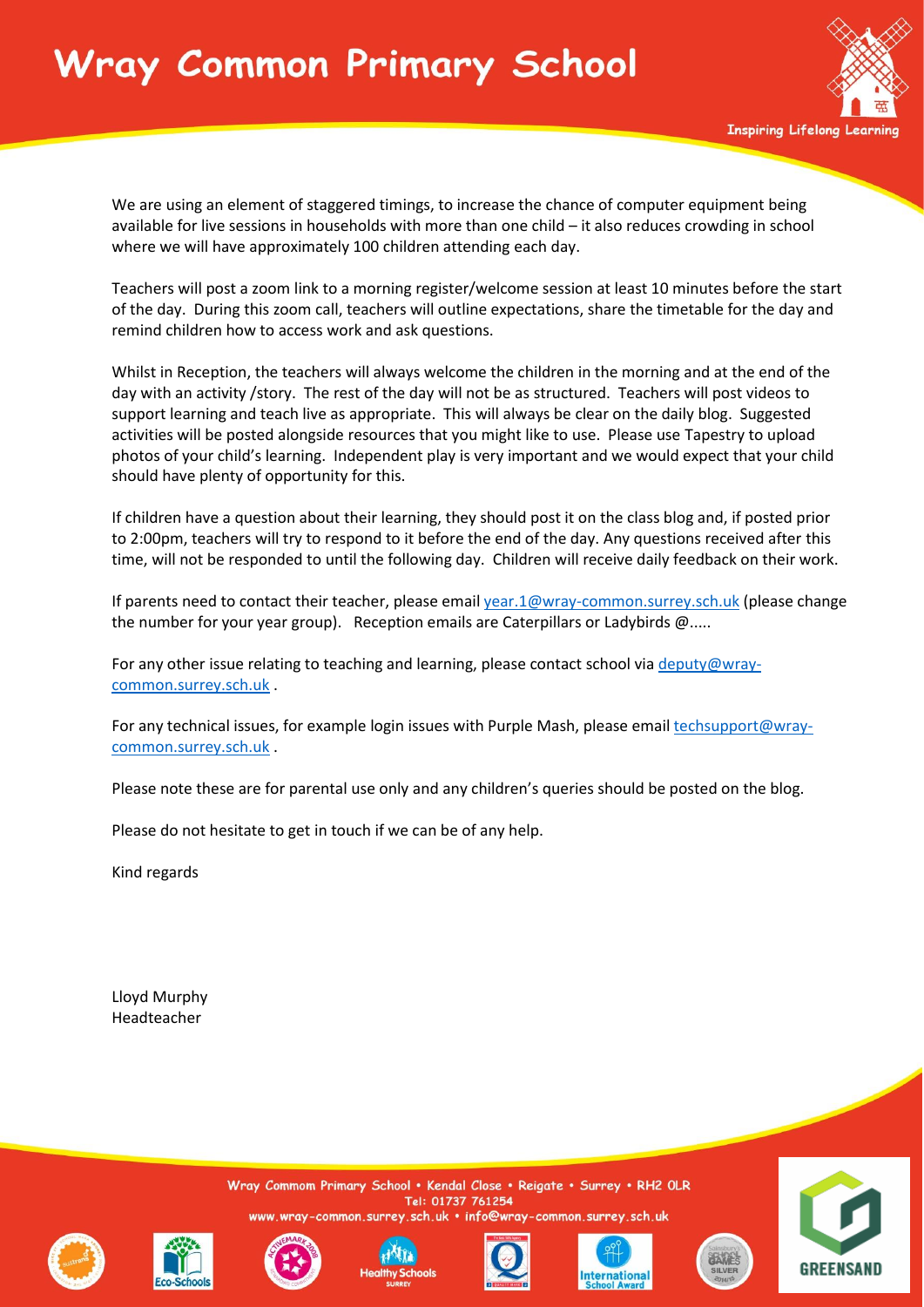We are using an element of staggered timings, to increase the chance of computer equipment being available for live sessions in households with more than one child – it also reduces crowding in school where we will have approximately 100 children attending each day.

Teachers will post a zoom link to a morning register/welcome session at least 10 minutes before the start of the day. During this zoom call, teachers will outline expectations, share the timetable for the day and remind children how to access work and ask questions.

Whilst in Reception, the teachers will always welcome the children in the morning and at the end of the day with an activity /story. The rest of the day will not be as structured. Teachers will post videos to support learning and teach live as appropriate. This will always be clear on the daily blog. Suggested activities will be posted alongside resources that you might like to use. Please use Tapestry to upload photos of your child's learning. Independent play is very important and we would expect that your child should have plenty of opportunity for this.

If children have a question about their learning, they should post it on the class blog and, if posted prior to 2:00pm, teachers will try to respond to it before the end of the day. Any questions received after this time, will not be responded to until the following day. Children will receive daily feedback on their work.

If parents need to contact their teacher, please email year.1@wray-common.surrey.sch.uk (please change the number for your year group). Reception emails are Caterpillars or Ladybirds @.....

For any other issue relating to teaching and learning, please contact school via deputy@wray-common.surrey.sch.uk .

For any technical issues, for example login issues with Purple Mash, please email techsupport@wray-common.surrey.sch.uk .

Please note these are for parental use only and any children's queries should be posted on the blog.

Please do not hesitate to get in touch if we can be of any help.

Kind regards

Lloyd Murphy
Headteacher